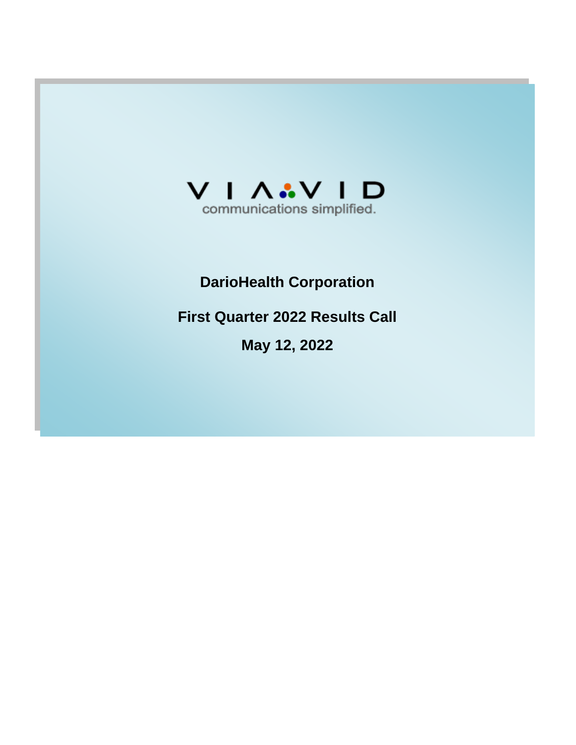VIAVID

communications simplified.

# DarioHealth Corporation

## First Quarter 2022 Results Call

## May 12, 2022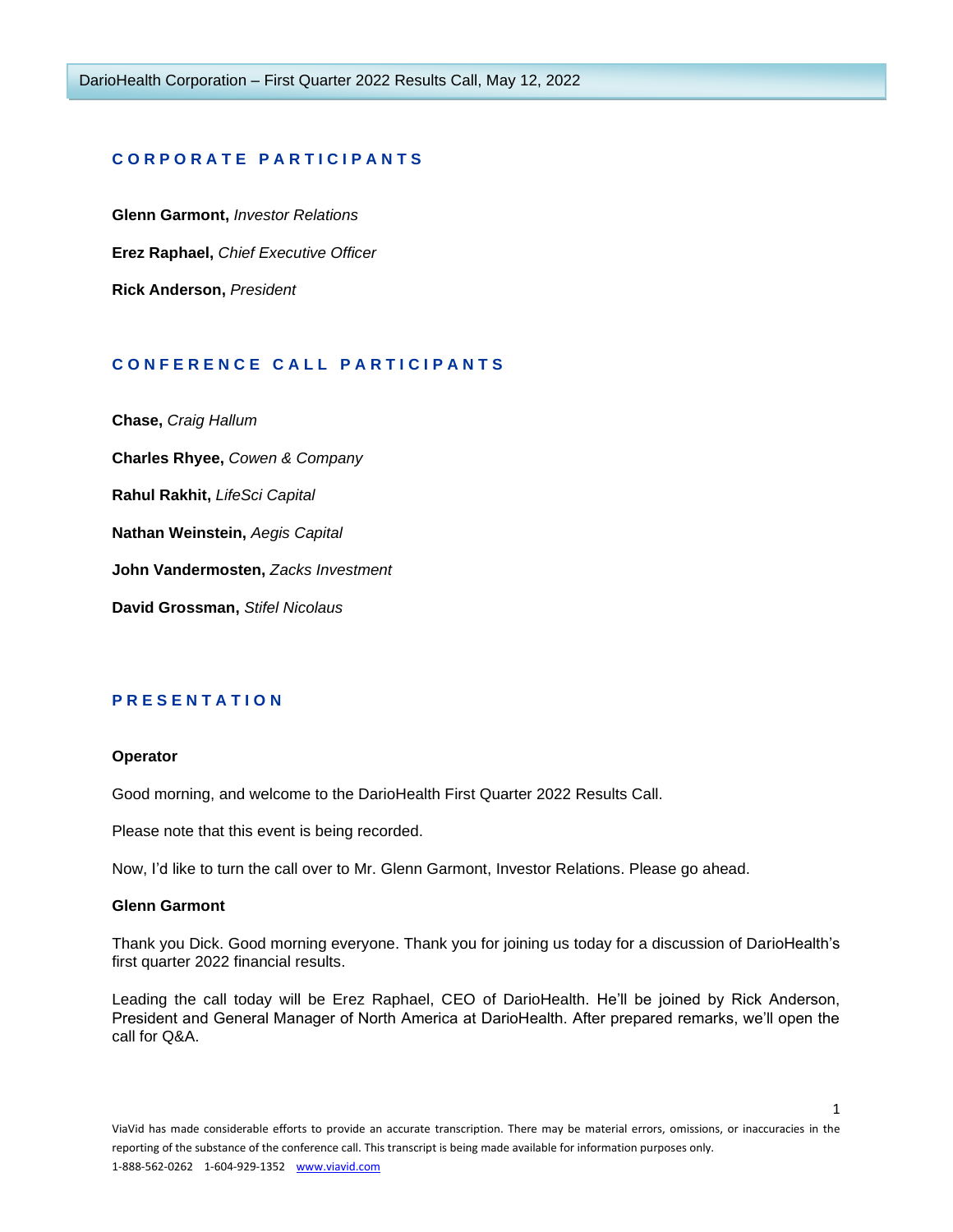## CORPORATE PARTICIPANTS

**Glenn Garmont,** *Investor Relations*

**Erez Raphael,** *Chief Executive Officer*

**Rick Anderson,** *President*

## CONFERENCE CALL PARTICIPANTS

**Chase,** *Craig Hallum*

**Charles Rhyee,** *Cowen & Company*

**Rahul Rakhit,** *LifeSci Capital*

**Nathan Weinstein,** *Aegis Capital*

**John Vandermosten,** *Zacks Investment*

**David Grossman,** *Stifel Nicolaus*

## PRESENTATION

**Operator**

Good morning, and welcome to the DarioHealth First Quarter 2022 Results Call.

Please note that this event is being recorded.

Now, I'd like to turn the call over to Mr. Glenn Garmont, Investor Relations. Please go ahead.

**Glenn Garmont**

Thank you Dick. Good morning everyone. Thank you for joining us today for a discussion of DarioHealth's first quarter 2022 financial results.

Leading the call today will be Erez Raphael, CEO of DarioHealth. He'll be joined by Rick Anderson, President and General Manager of North America at DarioHealth. After prepared remarks, we'll open the call for Q&A.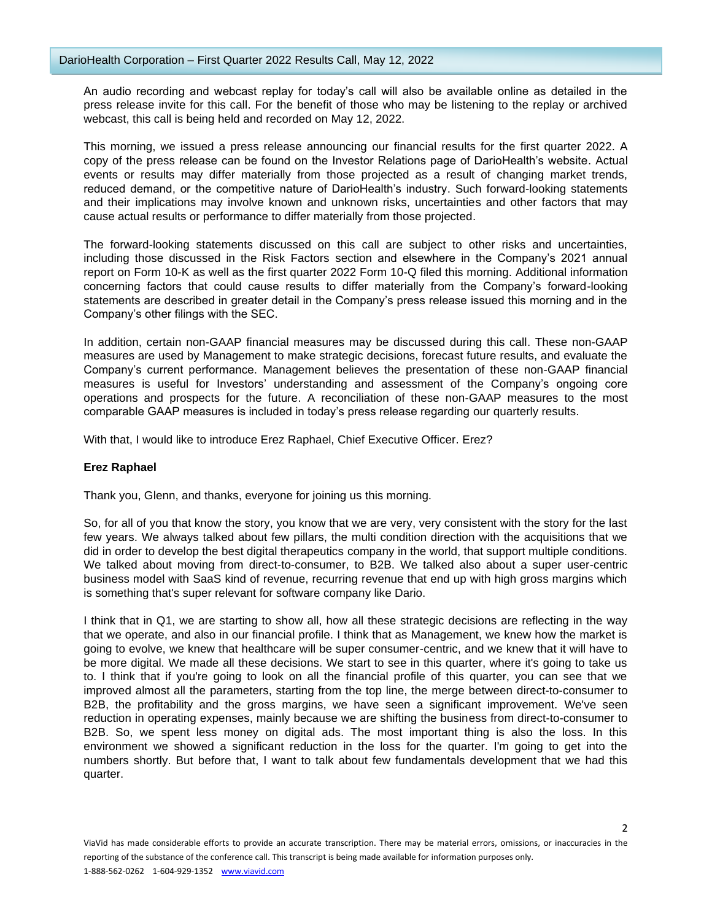An audio recording and webcast replay for today's call will also be available online as detailed in the press release invite for this call. For the benefit of those who may be listening to the replay or archived webcast, this call is being held and recorded on May 12, 2022.

This morning, we issued a press release announcing our financial results for the first quarter 2022. A copy of the press release can be found on the Investor Relations page of DarioHealth's website. Actual events or results may differ materially from those projected as a result of changing market trends, reduced demand, or the competitive nature of DarioHealth's industry. Such forward-looking statements and their implications may involve known and unknown risks, uncertainties and other factors that may cause actual results or performance to differ materially from those projected.

The forward-looking statements discussed on this call are subject to other risks and uncertainties, including those discussed in the Risk Factors section and elsewhere in the Company's 2021 annual report on Form 10-K as well as the first quarter 2022 Form 10-Q filed this morning. Additional information concerning factors that could cause results to differ materially from the Company's forward-looking statements are described in greater detail in the Company's press release issued this morning and in the Company's other filings with the SEC.

In addition, certain non-GAAP financial measures may be discussed during this call. These non-GAAP measures are used by Management to make strategic decisions, forecast future results, and evaluate the Company's current performance. Management believes the presentation of these non-GAAP financial measures is useful for Investors' understanding and assessment of the Company's ongoing core operations and prospects for the future. A reconciliation of these non-GAAP measures to the most comparable GAAP measures is included in today's press release regarding our quarterly results.

With that, I would like to introduce Erez Raphael, Chief Executive Officer. Erez?

**Erez Raphael**

Thank you, Glenn, and thanks, everyone for joining us this morning.

So, for all of you that know the story, you know that we are very, very consistent with the story for the last few years. We always talked about few pillars, the multi condition direction with the acquisitions that we did in order to develop the best digital therapeutics company in the world, that support multiple conditions. We talked about moving from direct-to-consumer, to B2B. We talked also about a super user-centric business model with SaaS kind of revenue, recurring revenue that end up with high gross margins which is something that's super relevant for software company like Dario.

I think that in Q1, we are starting to show all, how all these strategic decisions are reflecting in the way that we operate, and also in our financial profile. I think that as Management, we knew how the market is going to evolve, we knew that healthcare will be super consumer-centric, and we knew that it will have to be more digital. We made all these decisions. We start to see in this quarter, where it's going to take us to. I think that if you're going to look on all the financial profile of this quarter, you can see that we improved almost all the parameters, starting from the top line, the merge between direct-to-consumer to B2B, the profitability and the gross margins, we have seen a significant improvement. We've seen reduction in operating expenses, mainly because we are shifting the business from direct-to-consumer to B2B. So, we spent less money on digital ads. The most important thing is also the loss. In this environment we showed a significant reduction in the loss for the quarter. I'm going to get into the numbers shortly. But before that, I want to talk about few fundamentals development that we had this quarter.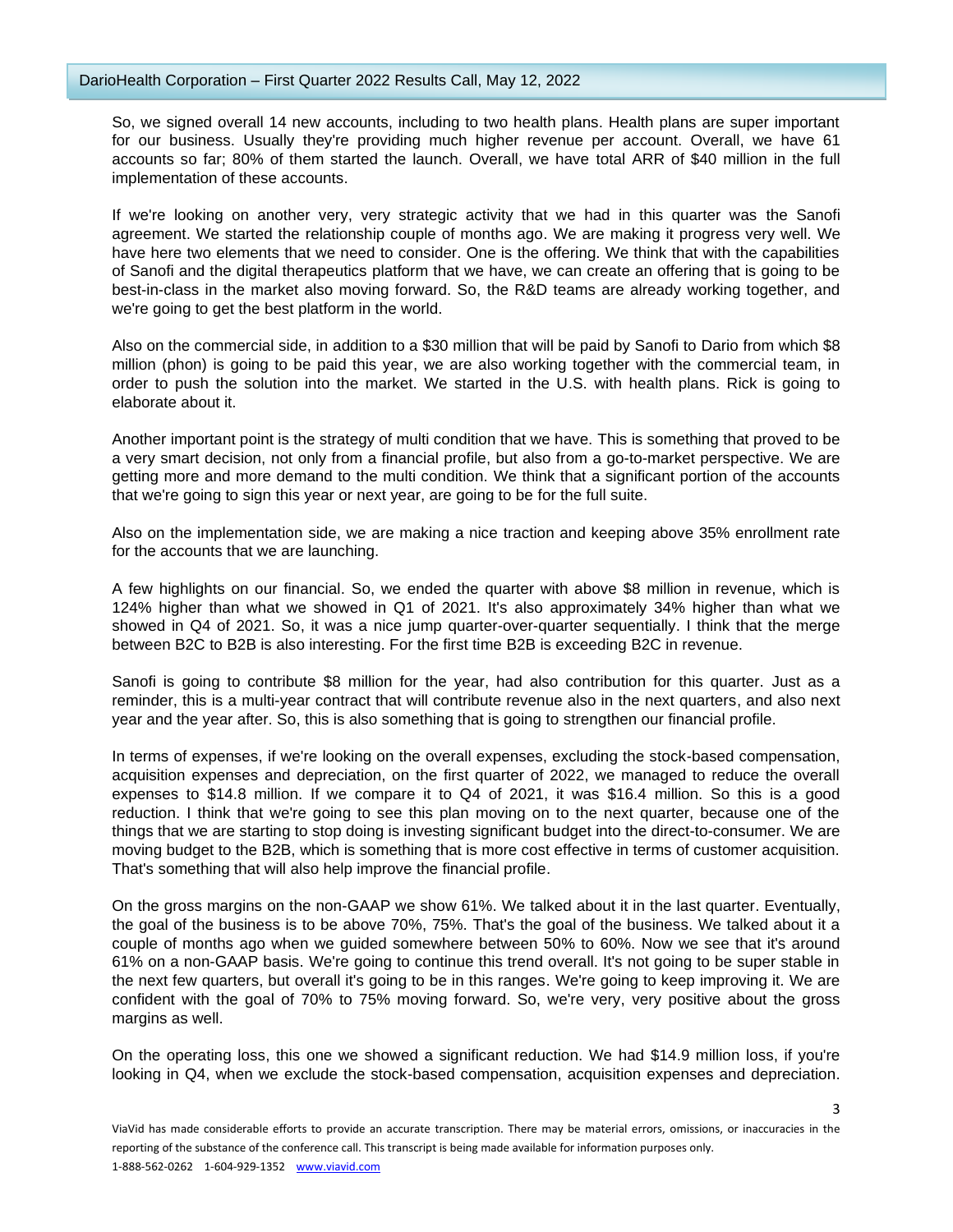So, we signed overall 14 new accounts, including to two health plans. Health plans are super important for our business. Usually they're providing much higher revenue per account. Overall, we have 61 accounts so far; 80% of them started the launch. Overall, we have total ARR of $40 million in the full implementation of these accounts.

If we're looking on another very, very strategic activity that we had in this quarter was the Sanofi agreement. We started the relationship couple of months ago. We are making it progress very well. We have here two elements that we need to consider. One is the offering. We think that with the capabilities of Sanofi and the digital therapeutics platform that we have, we can create an offering that is going to be best-in-class in the market also moving forward. So, the R&D teams are already working together, and we're going to get the best platform in the world.

Also on the commercial side, in addition to a $30 million that will be paid by Sanofi to Dario from which $8 million (phon) is going to be paid this year, we are also working together with the commercial team, in order to push the solution into the market. We started in the U.S. with health plans. Rick is going to elaborate about it.

Another important point is the strategy of multi condition that we have. This is something that proved to be a very smart decision, not only from a financial profile, but also from a go-to-market perspective. We are getting more and more demand to the multi condition. We think that a significant portion of the accounts that we're going to sign this year or next year, are going to be for the full suite.

Also on the implementation side, we are making a nice traction and keeping above 35% enrollment rate for the accounts that we are launching.

A few highlights on our financial. So, we ended the quarter with above $8 million in revenue, which is 124% higher than what we showed in Q1 of 2021. It's also approximately 34% higher than what we showed in Q4 of 2021. So, it was a nice jump quarter-over-quarter sequentially. I think that the merge between B2C to B2B is also interesting. For the first time B2B is exceeding B2C in revenue.

Sanofi is going to contribute $8 million for the year, had also contribution for this quarter. Just as a reminder, this is a multi-year contract that will contribute revenue also in the next quarters, and also next year and the year after. So, this is also something that is going to strengthen our financial profile.

In terms of expenses, if we're looking on the overall expenses, excluding the stock-based compensation, acquisition expenses and depreciation, on the first quarter of 2022, we managed to reduce the overall expenses to $14.8 million. If we compare it to Q4 of 2021, it was $16.4 million. So this is a good reduction. I think that we're going to see this plan moving on to the next quarter, because one of the things that we are starting to stop doing is investing significant budget into the direct-to-consumer. We are moving budget to the B2B, which is something that is more cost effective in terms of customer acquisition. That's something that will also help improve the financial profile.

On the gross margins on the non-GAAP we show 61%. We talked about it in the last quarter. Eventually, the goal of the business is to be above 70%, 75%. That's the goal of the business. We talked about it a couple of months ago when we guided somewhere between 50% to 60%. Now we see that it's around 61% on a non-GAAP basis. We're going to continue this trend overall. It's not going to be super stable in the next few quarters, but overall it's going to be in this ranges. We're going to keep improving it. We are confident with the goal of 70% to 75% moving forward. So, we're very, very positive about the gross margins as well.

On the operating loss, this one we showed a significant reduction. We had $14.9 million loss, if you're looking in Q4, when we exclude the stock-based compensation, acquisition expenses and depreciation.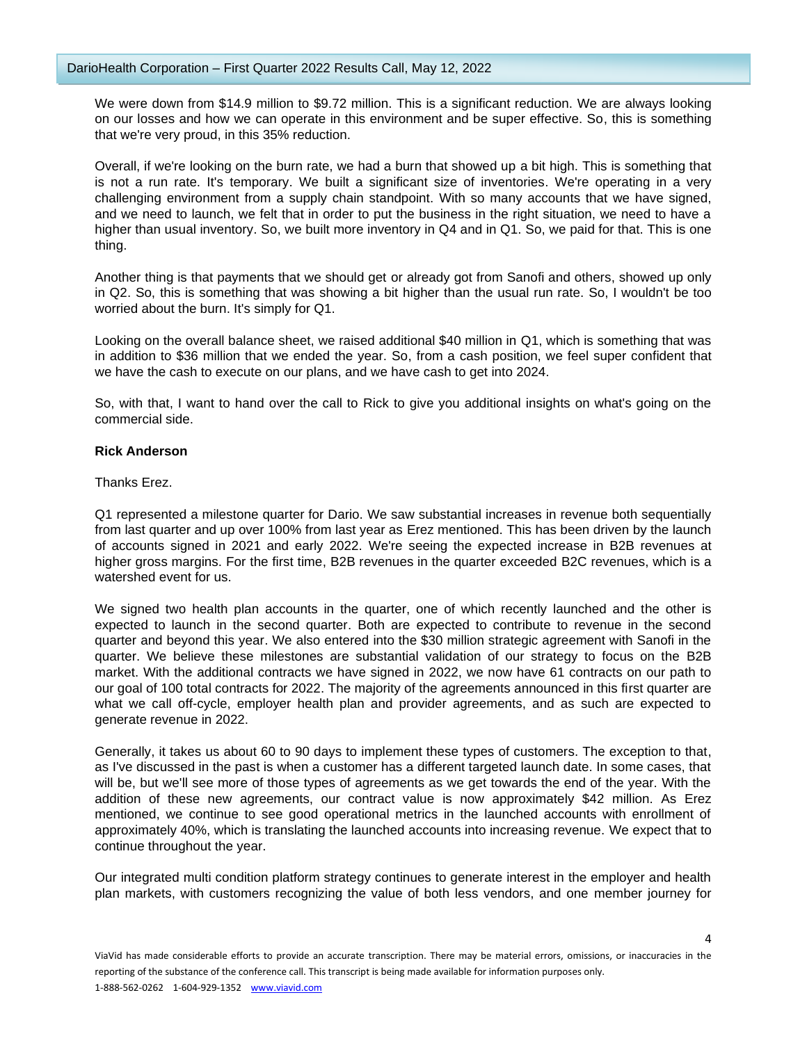We were down from $14.9 million to $9.72 million. This is a significant reduction. We are always looking on our losses and how we can operate in this environment and be super effective. So, this is something that we're very proud, in this 35% reduction.

Overall, if we're looking on the burn rate, we had a burn that showed up a bit high. This is something that is not a run rate. It's temporary. We built a significant size of inventories. We're operating in a very challenging environment from a supply chain standpoint. With so many accounts that we have signed, and we need to launch, we felt that in order to put the business in the right situation, we need to have a higher than usual inventory. So, we built more inventory in Q4 and in Q1. So, we paid for that. This is one thing.

Another thing is that payments that we should get or already got from Sanofi and others, showed up only in Q2. So, this is something that was showing a bit higher than the usual run rate. So, I wouldn't be too worried about the burn. It's simply for Q1.

Looking on the overall balance sheet, we raised additional $40 million in Q1, which is something that was in addition to $36 million that we ended the year. So, from a cash position, we feel super confident that we have the cash to execute on our plans, and we have cash to get into 2024.

So, with that, I want to hand over the call to Rick to give you additional insights on what's going on the commercial side.

**Rick Anderson**

Thanks Erez.

Q1 represented a milestone quarter for Dario. We saw substantial increases in revenue both sequentially from last quarter and up over 100% from last year as Erez mentioned. This has been driven by the launch of accounts signed in 2021 and early 2022. We're seeing the expected increase in B2B revenues at higher gross margins. For the first time, B2B revenues in the quarter exceeded B2C revenues, which is a watershed event for us.

We signed two health plan accounts in the quarter, one of which recently launched and the other is expected to launch in the second quarter. Both are expected to contribute to revenue in the second quarter and beyond this year. We also entered into the $30 million strategic agreement with Sanofi in the quarter. We believe these milestones are substantial validation of our strategy to focus on the B2B market. With the additional contracts we have signed in 2022, we now have 61 contracts on our path to our goal of 100 total contracts for 2022. The majority of the agreements announced in this first quarter are what we call off-cycle, employer health plan and provider agreements, and as such are expected to generate revenue in 2022.

Generally, it takes us about 60 to 90 days to implement these types of customers. The exception to that, as I've discussed in the past is when a customer has a different targeted launch date. In some cases, that will be, but we'll see more of those types of agreements as we get towards the end of the year. With the addition of these new agreements, our contract value is now approximately $42 million. As Erez mentioned, we continue to see good operational metrics in the launched accounts with enrollment of approximately 40%, which is translating the launched accounts into increasing revenue. We expect that to continue throughout the year.

Our integrated multi condition platform strategy continues to generate interest in the employer and health plan markets, with customers recognizing the value of both less vendors, and one member journey for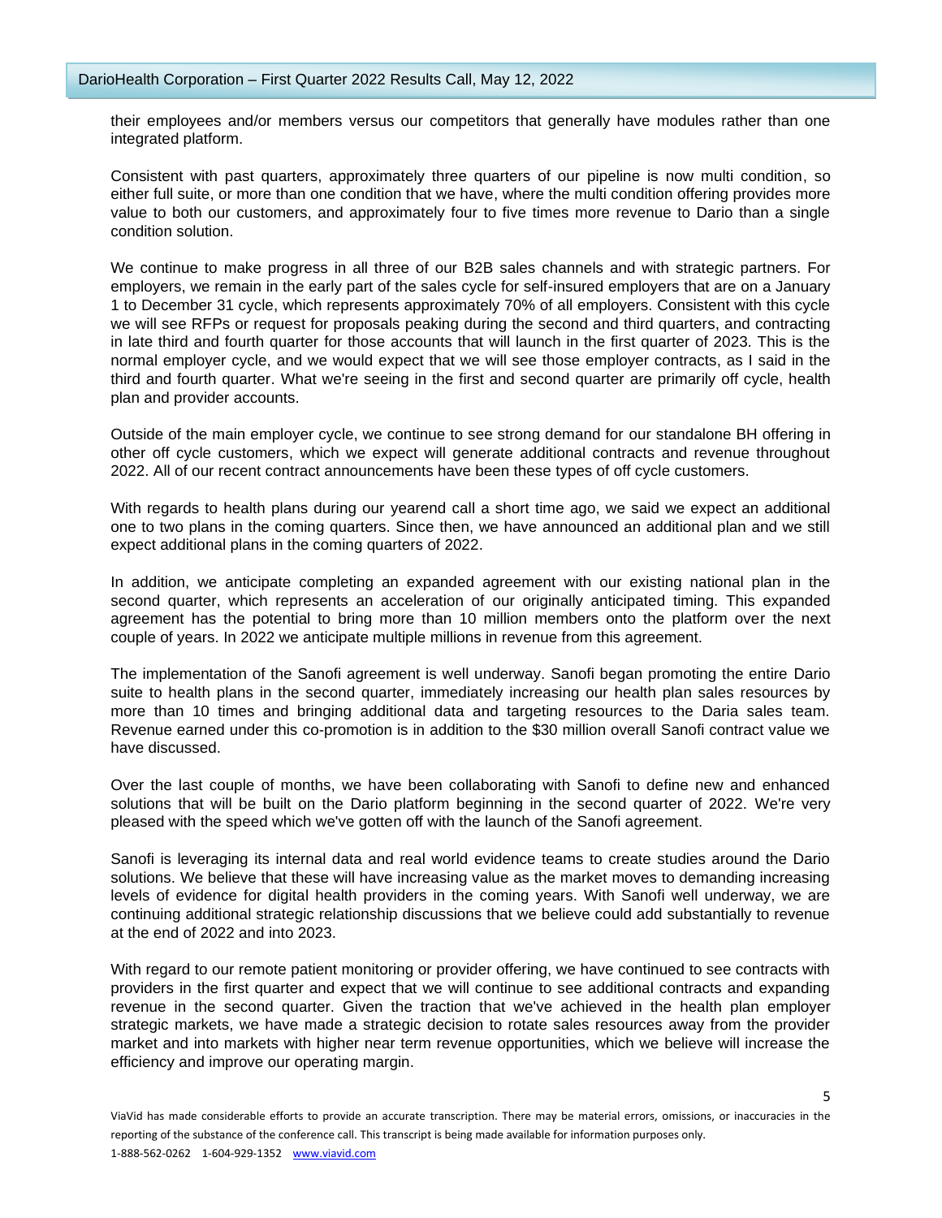their employees and/or members versus our competitors that generally have modules rather than one integrated platform.

Consistent with past quarters, approximately three quarters of our pipeline is now multi condition, so either full suite, or more than one condition that we have, where the multi condition offering provides more value to both our customers, and approximately four to five times more revenue to Dario than a single condition solution.

We continue to make progress in all three of our B2B sales channels and with strategic partners. For employers, we remain in the early part of the sales cycle for self-insured employers that are on a January 1 to December 31 cycle, which represents approximately 70% of all employers. Consistent with this cycle we will see RFPs or request for proposals peaking during the second and third quarters, and contracting in late third and fourth quarter for those accounts that will launch in the first quarter of 2023. This is the normal employer cycle, and we would expect that we will see those employer contracts, as I said in the third and fourth quarter. What we're seeing in the first and second quarter are primarily off cycle, health plan and provider accounts.

Outside of the main employer cycle, we continue to see strong demand for our standalone BH offering in other off cycle customers, which we expect will generate additional contracts and revenue throughout 2022. All of our recent contract announcements have been these types of off cycle customers.

With regards to health plans during our yearend call a short time ago, we said we expect an additional one to two plans in the coming quarters. Since then, we have announced an additional plan and we still expect additional plans in the coming quarters of 2022.

In addition, we anticipate completing an expanded agreement with our existing national plan in the second quarter, which represents an acceleration of our originally anticipated timing. This expanded agreement has the potential to bring more than 10 million members onto the platform over the next couple of years. In 2022 we anticipate multiple millions in revenue from this agreement.

The implementation of the Sanofi agreement is well underway. Sanofi began promoting the entire Dario suite to health plans in the second quarter, immediately increasing our health plan sales resources by more than 10 times and bringing additional data and targeting resources to the Daria sales team. Revenue earned under this co-promotion is in addition to the $30 million overall Sanofi contract value we have discussed.

Over the last couple of months, we have been collaborating with Sanofi to define new and enhanced solutions that will be built on the Dario platform beginning in the second quarter of 2022. We're very pleased with the speed which we've gotten off with the launch of the Sanofi agreement.

Sanofi is leveraging its internal data and real world evidence teams to create studies around the Dario solutions. We believe that these will have increasing value as the market moves to demanding increasing levels of evidence for digital health providers in the coming years. With Sanofi well underway, we are continuing additional strategic relationship discussions that we believe could add substantially to revenue at the end of 2022 and into 2023.

With regard to our remote patient monitoring or provider offering, we have continued to see contracts with providers in the first quarter and expect that we will continue to see additional contracts and expanding revenue in the second quarter. Given the traction that we've achieved in the health plan employer strategic markets, we have made a strategic decision to rotate sales resources away from the provider market and into markets with higher near term revenue opportunities, which we believe will increase the efficiency and improve our operating margin.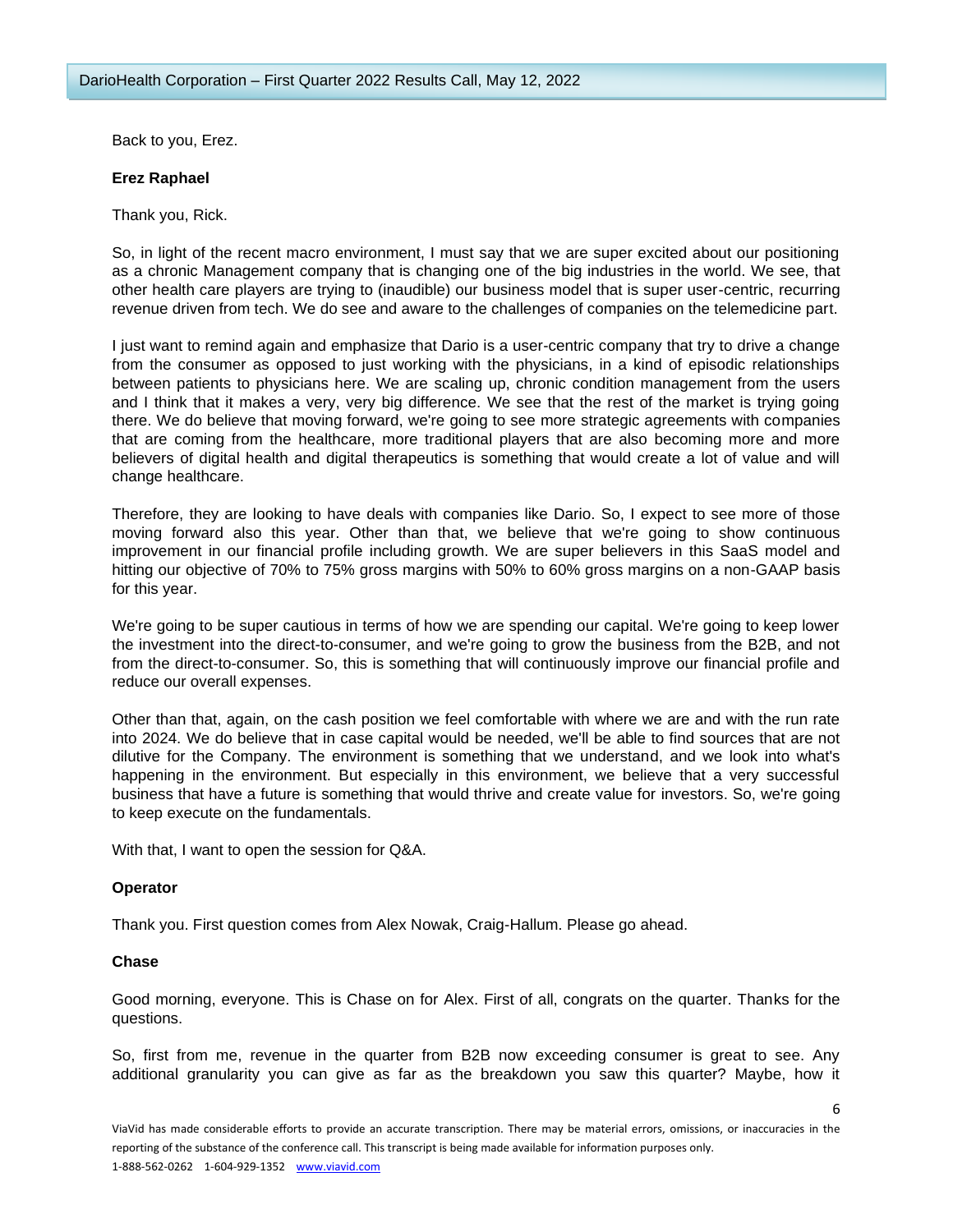Back to you, Erez.

**Erez Raphael**

Thank you, Rick.

So, in light of the recent macro environment, I must say that we are super excited about our positioning as a chronic Management company that is changing one of the big industries in the world. We see, that other health care players are trying to (inaudible) our business model that is super user-centric, recurring revenue driven from tech. We do see and aware to the challenges of companies on the telemedicine part.

I just want to remind again and emphasize that Dario is a user-centric company that try to drive a change from the consumer as opposed to just working with the physicians, in a kind of episodic relationships between patients to physicians here. We are scaling up, chronic condition management from the users and I think that it makes a very, very big difference. We see that the rest of the market is trying going there. We do believe that moving forward, we're going to see more strategic agreements with companies that are coming from the healthcare, more traditional players that are also becoming more and more believers of digital health and digital therapeutics is something that would create a lot of value and will change healthcare.

Therefore, they are looking to have deals with companies like Dario. So, I expect to see more of those moving forward also this year. Other than that, we believe that we're going to show continuous improvement in our financial profile including growth. We are super believers in this SaaS model and hitting our objective of 70% to 75% gross margins with 50% to 60% gross margins on a non-GAAP basis for this year.

We're going to be super cautious in terms of how we are spending our capital. We're going to keep lower the investment into the direct-to-consumer, and we're going to grow the business from the B2B, and not from the direct-to-consumer. So, this is something that will continuously improve our financial profile and reduce our overall expenses.

Other than that, again, on the cash position we feel comfortable with where we are and with the run rate into 2024. We do believe that in case capital would be needed, we'll be able to find sources that are not dilutive for the Company. The environment is something that we understand, and we look into what's happening in the environment. But especially in this environment, we believe that a very successful business that have a future is something that would thrive and create value for investors. So, we're going to keep execute on the fundamentals.

With that, I want to open the session for Q&A.

**Operator**

Thank you. First question comes from Alex Nowak, Craig-Hallum. Please go ahead.

**Chase**

Good morning, everyone. This is Chase on for Alex. First of all, congrats on the quarter. Thanks for the questions.

So, first from me, revenue in the quarter from B2B now exceeding consumer is great to see. Any additional granularity you can give as far as the breakdown you saw this quarter? Maybe, how it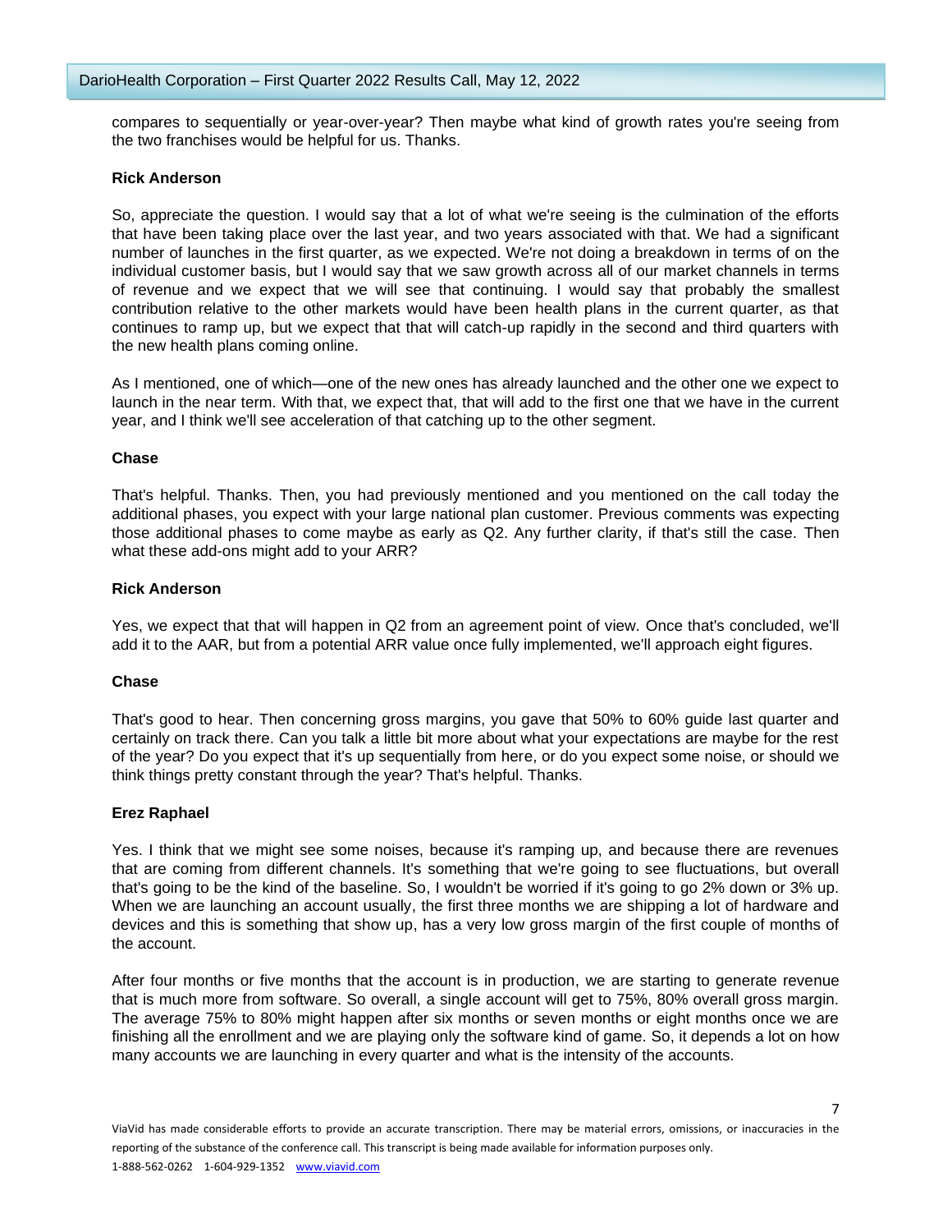compares to sequentially or year-over-year? Then maybe what kind of growth rates you're seeing from the two franchises would be helpful for us. Thanks.

**Rick Anderson**

So, appreciate the question. I would say that a lot of what we're seeing is the culmination of the efforts that have been taking place over the last year, and two years associated with that. We had a significant number of launches in the first quarter, as we expected. We're not doing a breakdown in terms of on the individual customer basis, but I would say that we saw growth across all of our market channels in terms of revenue and we expect that we will see that continuing. I would say that probably the smallest contribution relative to the other markets would have been health plans in the current quarter, as that continues to ramp up, but we expect that that will catch-up rapidly in the second and third quarters with the new health plans coming online.

As I mentioned, one of which—one of the new ones has already launched and the other one we expect to launch in the near term. With that, we expect that, that will add to the first one that we have in the current year, and I think we'll see acceleration of that catching up to the other segment.

**Chase**

That's helpful. Thanks. Then, you had previously mentioned and you mentioned on the call today the additional phases, you expect with your large national plan customer. Previous comments was expecting those additional phases to come maybe as early as Q2. Any further clarity, if that's still the case. Then what these add-ons might add to your ARR?

**Rick Anderson**

Yes, we expect that that will happen in Q2 from an agreement point of view. Once that's concluded, we'll add it to the AAR, but from a potential ARR value once fully implemented, we'll approach eight figures.

**Chase**

That's good to hear. Then concerning gross margins, you gave that 50% to 60% guide last quarter and certainly on track there. Can you talk a little bit more about what your expectations are maybe for the rest of the year? Do you expect that it's up sequentially from here, or do you expect some noise, or should we think things pretty constant through the year? That's helpful. Thanks.

**Erez Raphael**

Yes. I think that we might see some noises, because it's ramping up, and because there are revenues that are coming from different channels. It's something that we're going to see fluctuations, but overall that's going to be the kind of the baseline. So, I wouldn't be worried if it's going to go 2% down or 3% up. When we are launching an account usually, the first three months we are shipping a lot of hardware and devices and this is something that show up, has a very low gross margin of the first couple of months of the account.

After four months or five months that the account is in production, we are starting to generate revenue that is much more from software. So overall, a single account will get to 75%, 80% overall gross margin. The average 75% to 80% might happen after six months or seven months or eight months once we are finishing all the enrollment and we are playing only the software kind of game. So, it depends a lot on how many accounts we are launching in every quarter and what is the intensity of the accounts.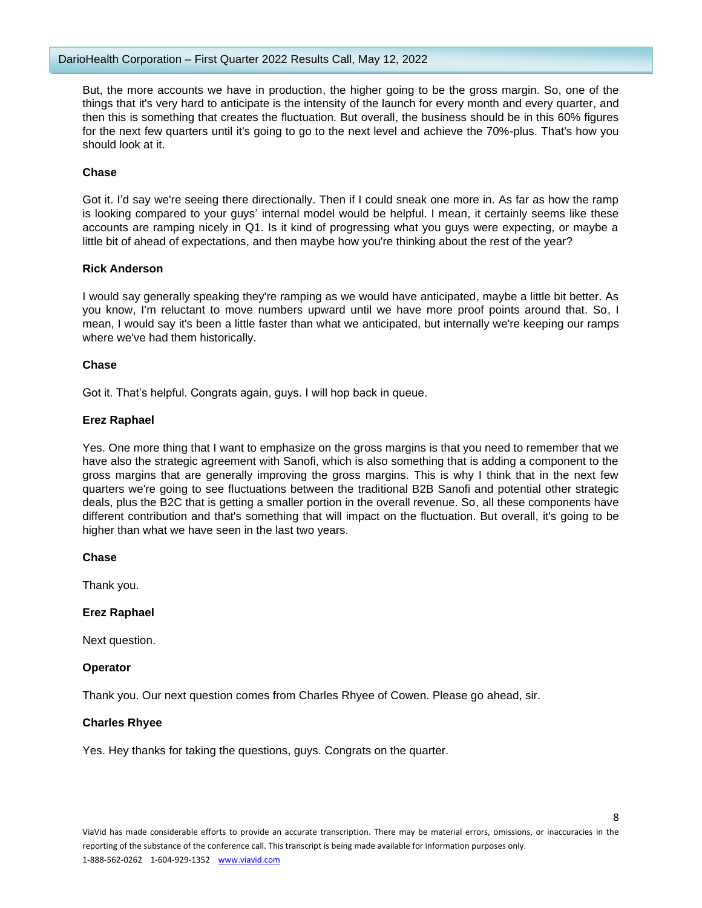But, the more accounts we have in production, the higher going to be the gross margin. So, one of the things that it's very hard to anticipate is the intensity of the launch for every month and every quarter, and then this is something that creates the fluctuation. But overall, the business should be in this 60% figures for the next few quarters until it's going to go to the next level and achieve the 70%-plus. That's how you should look at it.

**Chase**

Got it. I'd say we're seeing there directionally. Then if I could sneak one more in. As far as how the ramp is looking compared to your guys' internal model would be helpful. I mean, it certainly seems like these accounts are ramping nicely in Q1. Is it kind of progressing what you guys were expecting, or maybe a little bit of ahead of expectations, and then maybe how you're thinking about the rest of the year?

**Rick Anderson**

I would say generally speaking they're ramping as we would have anticipated, maybe a little bit better. As you know, I'm reluctant to move numbers upward until we have more proof points around that. So, I mean, I would say it's been a little faster than what we anticipated, but internally we're keeping our ramps where we've had them historically.

**Chase**

Got it. That's helpful. Congrats again, guys. I will hop back in queue.

**Erez Raphael**

Yes. One more thing that I want to emphasize on the gross margins is that you need to remember that we have also the strategic agreement with Sanofi, which is also something that is adding a component to the gross margins that are generally improving the gross margins. This is why I think that in the next few quarters we're going to see fluctuations between the traditional B2B Sanofi and potential other strategic deals, plus the B2C that is getting a smaller portion in the overall revenue. So, all these components have different contribution and that's something that will impact on the fluctuation. But overall, it's going to be higher than what we have seen in the last two years.

**Chase**

Thank you.

**Erez Raphael**

Next question.

**Operator**

Thank you. Our next question comes from Charles Rhyee of Cowen. Please go ahead, sir.

**Charles Rhyee**

Yes. Hey thanks for taking the questions, guys. Congrats on the quarter.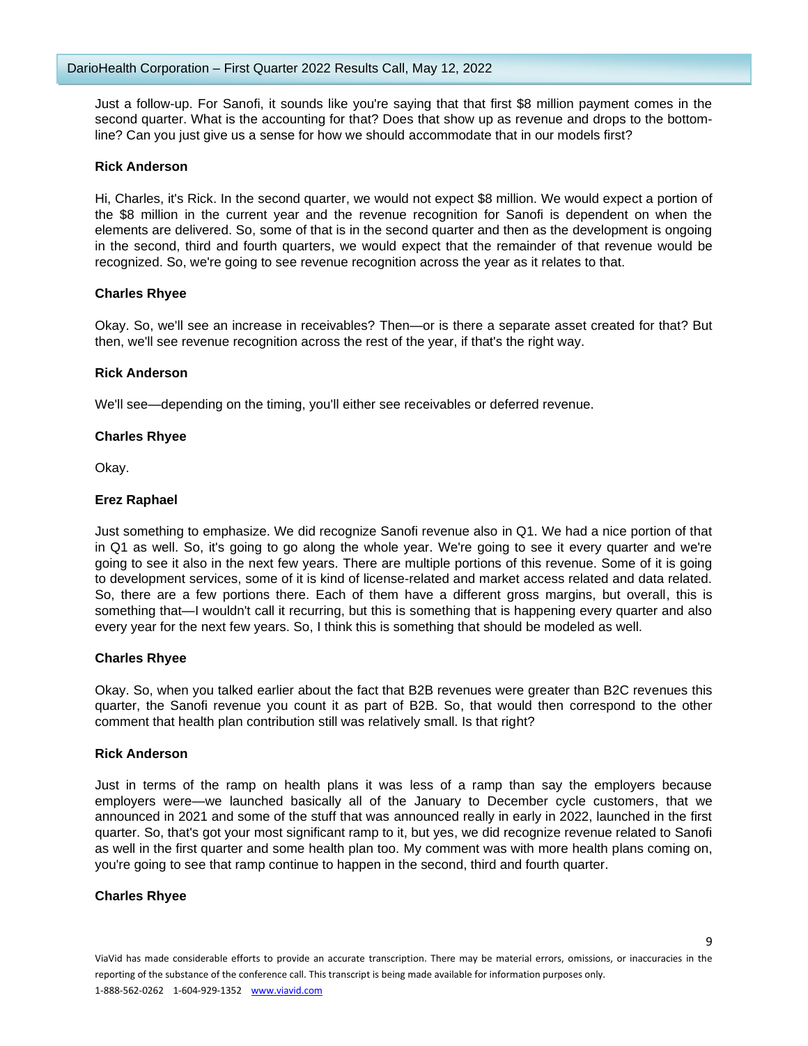Just a follow-up. For Sanofi, it sounds like you're saying that that first $8 million payment comes in the second quarter. What is the accounting for that? Does that show up as revenue and drops to the bottom-line? Can you just give us a sense for how we should accommodate that in our models first?

**Rick Anderson**

Hi, Charles, it's Rick. In the second quarter, we would not expect $8 million. We would expect a portion of the $8 million in the current year and the revenue recognition for Sanofi is dependent on when the elements are delivered. So, some of that is in the second quarter and then as the development is ongoing in the second, third and fourth quarters, we would expect that the remainder of that revenue would be recognized. So, we're going to see revenue recognition across the year as it relates to that.

**Charles Rhyee**

Okay. So, we'll see an increase in receivables? Then—or is there a separate asset created for that? But then, we'll see revenue recognition across the rest of the year, if that's the right way.

**Rick Anderson**

We'll see—depending on the timing, you'll either see receivables or deferred revenue.

**Charles Rhyee**

Okay.

**Erez Raphael**

Just something to emphasize. We did recognize Sanofi revenue also in Q1. We had a nice portion of that in Q1 as well. So, it's going to go along the whole year. We're going to see it every quarter and we're going to see it also in the next few years. There are multiple portions of this revenue. Some of it is going to development services, some of it is kind of license-related and market access related and data related. So, there are a few portions there. Each of them have a different gross margins, but overall, this is something that—I wouldn't call it recurring, but this is something that is happening every quarter and also every year for the next few years. So, I think this is something that should be modeled as well.

**Charles Rhyee**

Okay. So, when you talked earlier about the fact that B2B revenues were greater than B2C revenues this quarter, the Sanofi revenue you count it as part of B2B. So, that would then correspond to the other comment that health plan contribution still was relatively small. Is that right?

**Rick Anderson**

Just in terms of the ramp on health plans it was less of a ramp than say the employers because employers were—we launched basically all of the January to December cycle customers, that we announced in 2021 and some of the stuff that was announced really in early in 2022, launched in the first quarter. So, that's got your most significant ramp to it, but yes, we did recognize revenue related to Sanofi as well in the first quarter and some health plan too. My comment was with more health plans coming on, you're going to see that ramp continue to happen in the second, third and fourth quarter.

**Charles Rhyee**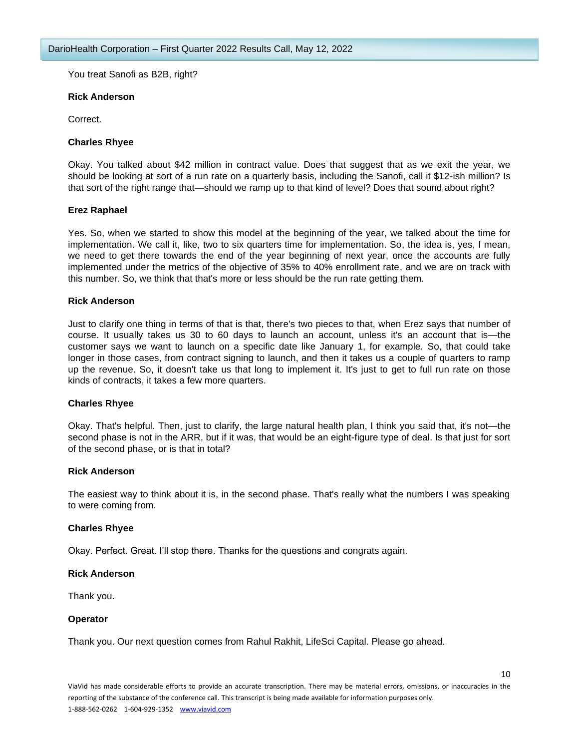You treat Sanofi as B2B, right?

**Rick Anderson**

Correct.

**Charles Rhyee**

Okay. You talked about $42 million in contract value. Does that suggest that as we exit the year, we should be looking at sort of a run rate on a quarterly basis, including the Sanofi, call it $12-ish million? Is that sort of the right range that—should we ramp up to that kind of level? Does that sound about right?

**Erez Raphael**

Yes. So, when we started to show this model at the beginning of the year, we talked about the time for implementation. We call it, like, two to six quarters time for implementation. So, the idea is, yes, I mean, we need to get there towards the end of the year beginning of next year, once the accounts are fully implemented under the metrics of the objective of 35% to 40% enrollment rate, and we are on track with this number. So, we think that that's more or less should be the run rate getting them.

**Rick Anderson**

Just to clarify one thing in terms of that is that, there's two pieces to that, when Erez says that number of course. It usually takes us 30 to 60 days to launch an account, unless it's an account that is—the customer says we want to launch on a specific date like January 1, for example. So, that could take longer in those cases, from contract signing to launch, and then it takes us a couple of quarters to ramp up the revenue. So, it doesn't take us that long to implement it. It's just to get to full run rate on those kinds of contracts, it takes a few more quarters.

**Charles Rhyee**

Okay. That's helpful. Then, just to clarify, the large natural health plan, I think you said that, it's not—the second phase is not in the ARR, but if it was, that would be an eight-figure type of deal. Is that just for sort of the second phase, or is that in total?

**Rick Anderson**

The easiest way to think about it is, in the second phase. That's really what the numbers I was speaking to were coming from.

**Charles Rhyee**

Okay. Perfect. Great. I'll stop there. Thanks for the questions and congrats again.

**Rick Anderson**

Thank you.

**Operator**

Thank you. Our next question comes from Rahul Rakhit, LifeSci Capital. Please go ahead.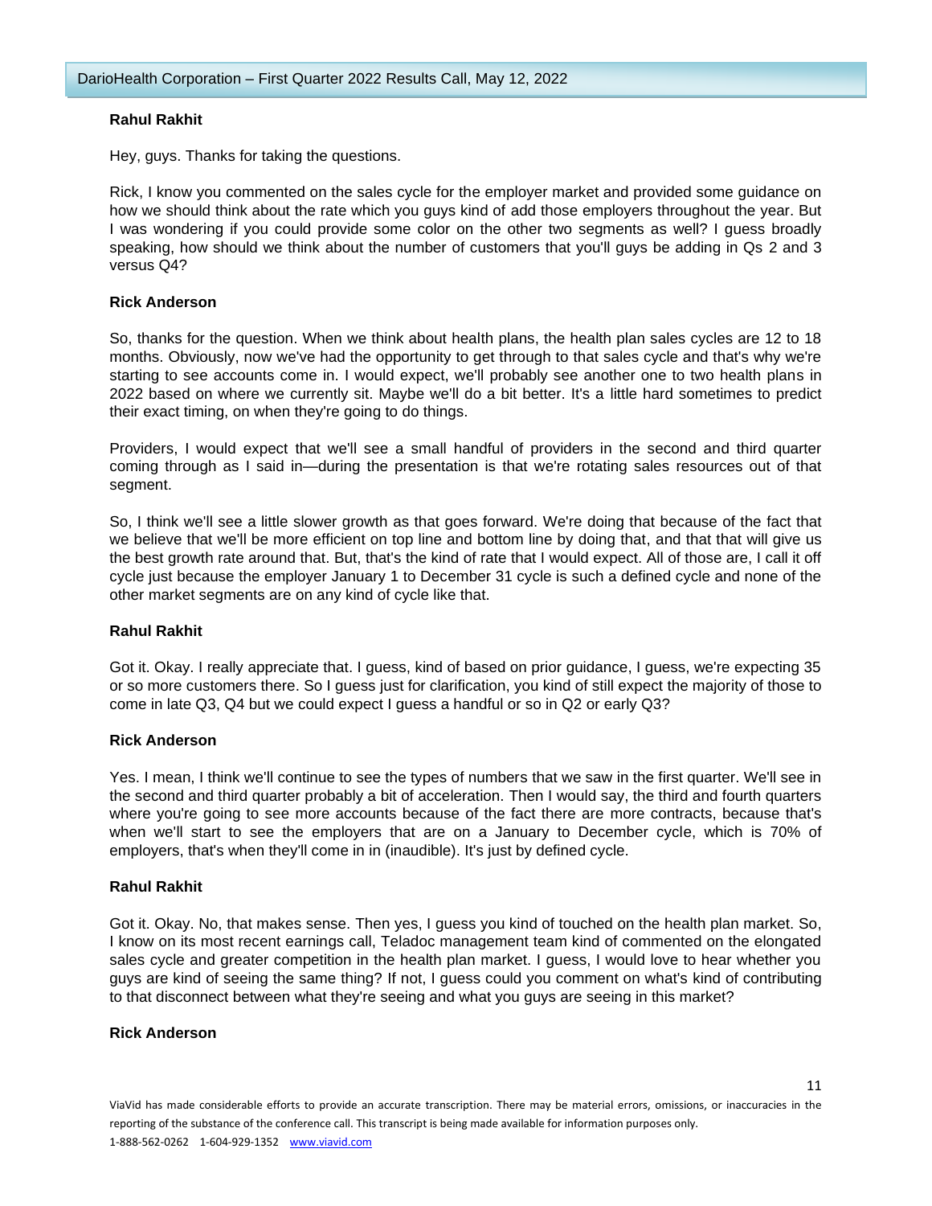**Rahul Rakhit**

Hey, guys. Thanks for taking the questions.

Rick, I know you commented on the sales cycle for the employer market and provided some guidance on how we should think about the rate which you guys kind of add those employers throughout the year. But I was wondering if you could provide some color on the other two segments as well? I guess broadly speaking, how should we think about the number of customers that you'll guys be adding in Qs 2 and 3 versus Q4?

**Rick Anderson**

So, thanks for the question. When we think about health plans, the health plan sales cycles are 12 to 18 months. Obviously, now we've had the opportunity to get through to that sales cycle and that's why we're starting to see accounts come in. I would expect, we'll probably see another one to two health plans in 2022 based on where we currently sit. Maybe we'll do a bit better. It's a little hard sometimes to predict their exact timing, on when they're going to do things.

Providers, I would expect that we'll see a small handful of providers in the second and third quarter coming through as I said in—during the presentation is that we're rotating sales resources out of that segment.

So, I think we'll see a little slower growth as that goes forward. We're doing that because of the fact that we believe that we'll be more efficient on top line and bottom line by doing that, and that that will give us the best growth rate around that. But, that's the kind of rate that I would expect. All of those are, I call it off cycle just because the employer January 1 to December 31 cycle is such a defined cycle and none of the other market segments are on any kind of cycle like that.

**Rahul Rakhit**

Got it. Okay. I really appreciate that. I guess, kind of based on prior guidance, I guess, we're expecting 35 or so more customers there. So I guess just for clarification, you kind of still expect the majority of those to come in late Q3, Q4 but we could expect I guess a handful or so in Q2 or early Q3?

**Rick Anderson**

Yes. I mean, I think we'll continue to see the types of numbers that we saw in the first quarter. We'll see in the second and third quarter probably a bit of acceleration. Then I would say, the third and fourth quarters where you're going to see more accounts because of the fact there are more contracts, because that's when we'll start to see the employers that are on a January to December cycle, which is 70% of employers, that's when they'll come in in (inaudible). It's just by defined cycle.

**Rahul Rakhit**

Got it. Okay. No, that makes sense. Then yes, I guess you kind of touched on the health plan market. So, I know on its most recent earnings call, Teladoc management team kind of commented on the elongated sales cycle and greater competition in the health plan market. I guess, I would love to hear whether you guys are kind of seeing the same thing? If not, I guess could you comment on what's kind of contributing to that disconnect between what they're seeing and what you guys are seeing in this market?

**Rick Anderson**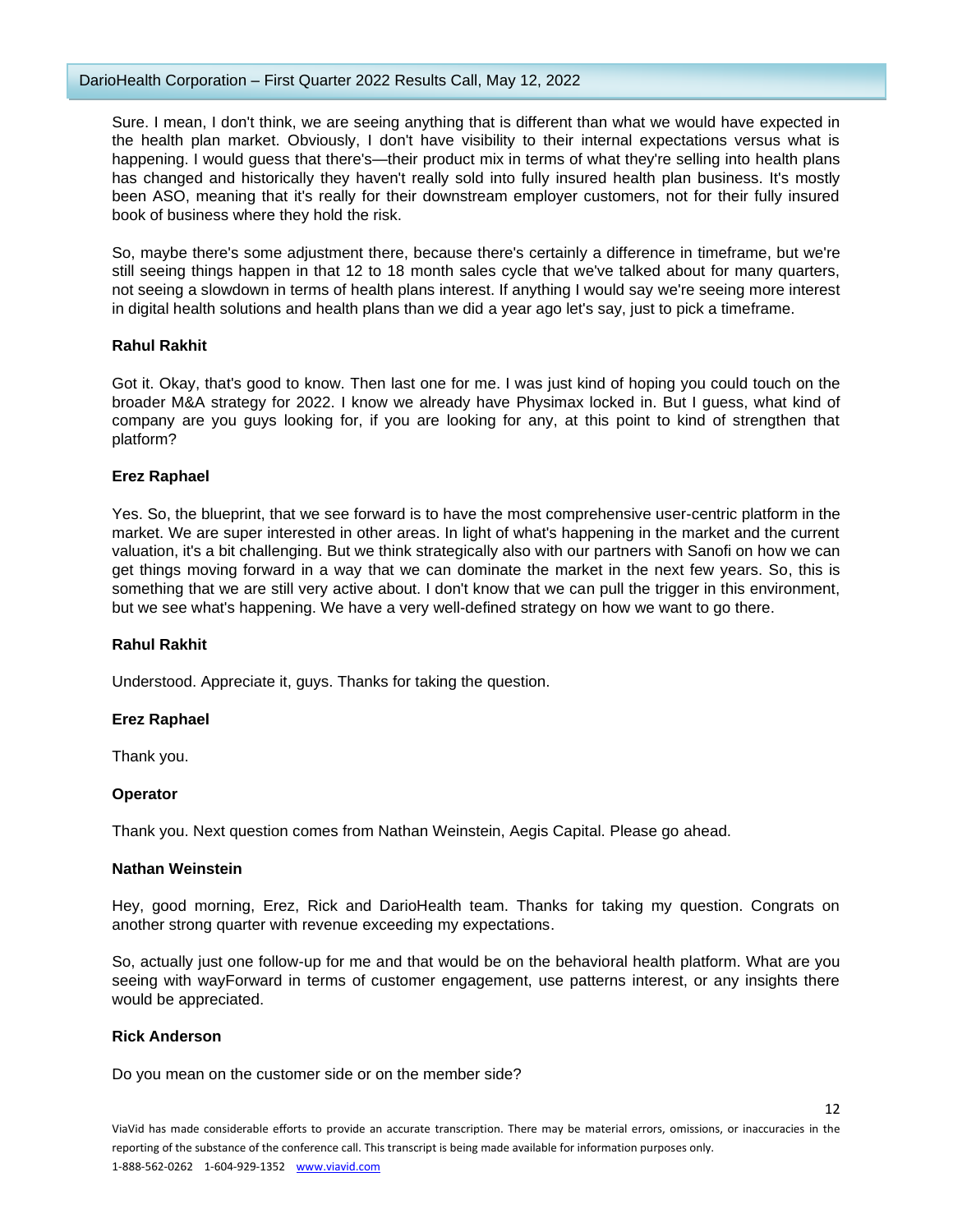Sure. I mean, I don't think, we are seeing anything that is different than what we would have expected in the health plan market. Obviously, I don't have visibility to their internal expectations versus what is happening. I would guess that there's—their product mix in terms of what they're selling into health plans has changed and historically they haven't really sold into fully insured health plan business. It's mostly been ASO, meaning that it's really for their downstream employer customers, not for their fully insured book of business where they hold the risk.

So, maybe there's some adjustment there, because there's certainly a difference in timeframe, but we're still seeing things happen in that 12 to 18 month sales cycle that we've talked about for many quarters, not seeing a slowdown in terms of health plans interest. If anything I would say we're seeing more interest in digital health solutions and health plans than we did a year ago let's say, just to pick a timeframe.

**Rahul Rakhit**

Got it. Okay, that's good to know. Then last one for me. I was just kind of hoping you could touch on the broader M&A strategy for 2022. I know we already have Physimax locked in. But I guess, what kind of company are you guys looking for, if you are looking for any, at this point to kind of strengthen that platform?

**Erez Raphael**

Yes. So, the blueprint, that we see forward is to have the most comprehensive user-centric platform in the market. We are super interested in other areas. In light of what's happening in the market and the current valuation, it's a bit challenging. But we think strategically also with our partners with Sanofi on how we can get things moving forward in a way that we can dominate the market in the next few years. So, this is something that we are still very active about. I don't know that we can pull the trigger in this environment, but we see what's happening. We have a very well-defined strategy on how we want to go there.

**Rahul Rakhit**

Understood. Appreciate it, guys. Thanks for taking the question.

**Erez Raphael**

Thank you.

**Operator**

Thank you. Next question comes from Nathan Weinstein, Aegis Capital. Please go ahead.

**Nathan Weinstein**

Hey, good morning, Erez, Rick and DarioHealth team. Thanks for taking my question. Congrats on another strong quarter with revenue exceeding my expectations.

So, actually just one follow-up for me and that would be on the behavioral health platform. What are you seeing with wayForward in terms of customer engagement, use patterns interest, or any insights there would be appreciated.

**Rick Anderson**

Do you mean on the customer side or on the member side?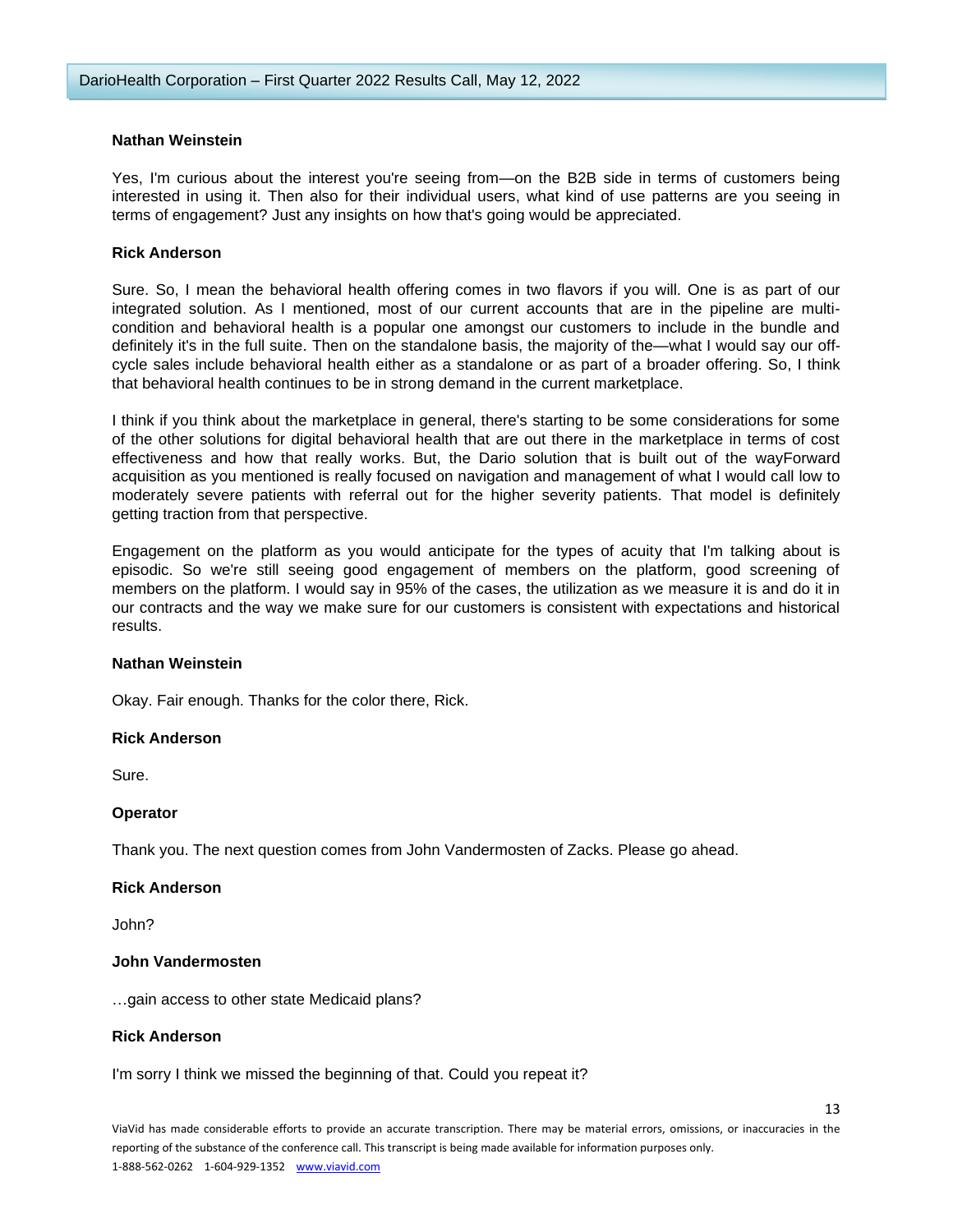**Nathan Weinstein**

Yes, I'm curious about the interest you're seeing from—on the B2B side in terms of customers being interested in using it. Then also for their individual users, what kind of use patterns are you seeing in terms of engagement? Just any insights on how that's going would be appreciated.

**Rick Anderson**

Sure. So, I mean the behavioral health offering comes in two flavors if you will. One is as part of our integrated solution. As I mentioned, most of our current accounts that are in the pipeline are multi-condition and behavioral health is a popular one amongst our customers to include in the bundle and definitely it's in the full suite. Then on the standalone basis, the majority of the—what I would say our off-cycle sales include behavioral health either as a standalone or as part of a broader offering. So, I think that behavioral health continues to be in strong demand in the current marketplace.

I think if you think about the marketplace in general, there's starting to be some considerations for some of the other solutions for digital behavioral health that are out there in the marketplace in terms of cost effectiveness and how that really works. But, the Dario solution that is built out of the wayForward acquisition as you mentioned is really focused on navigation and management of what I would call low to moderately severe patients with referral out for the higher severity patients. That model is definitely getting traction from that perspective.

Engagement on the platform as you would anticipate for the types of acuity that I'm talking about is episodic. So we're still seeing good engagement of members on the platform, good screening of members on the platform. I would say in 95% of the cases, the utilization as we measure it is and do it in our contracts and the way we make sure for our customers is consistent with expectations and historical results.

**Nathan Weinstein**

Okay. Fair enough. Thanks for the color there, Rick.

**Rick Anderson**

Sure.

**Operator**

Thank you. The next question comes from John Vandermosten of Zacks. Please go ahead.

**Rick Anderson**

John?

**John Vandermosten**

…gain access to other state Medicaid plans?

**Rick Anderson**

I'm sorry I think we missed the beginning of that. Could you repeat it?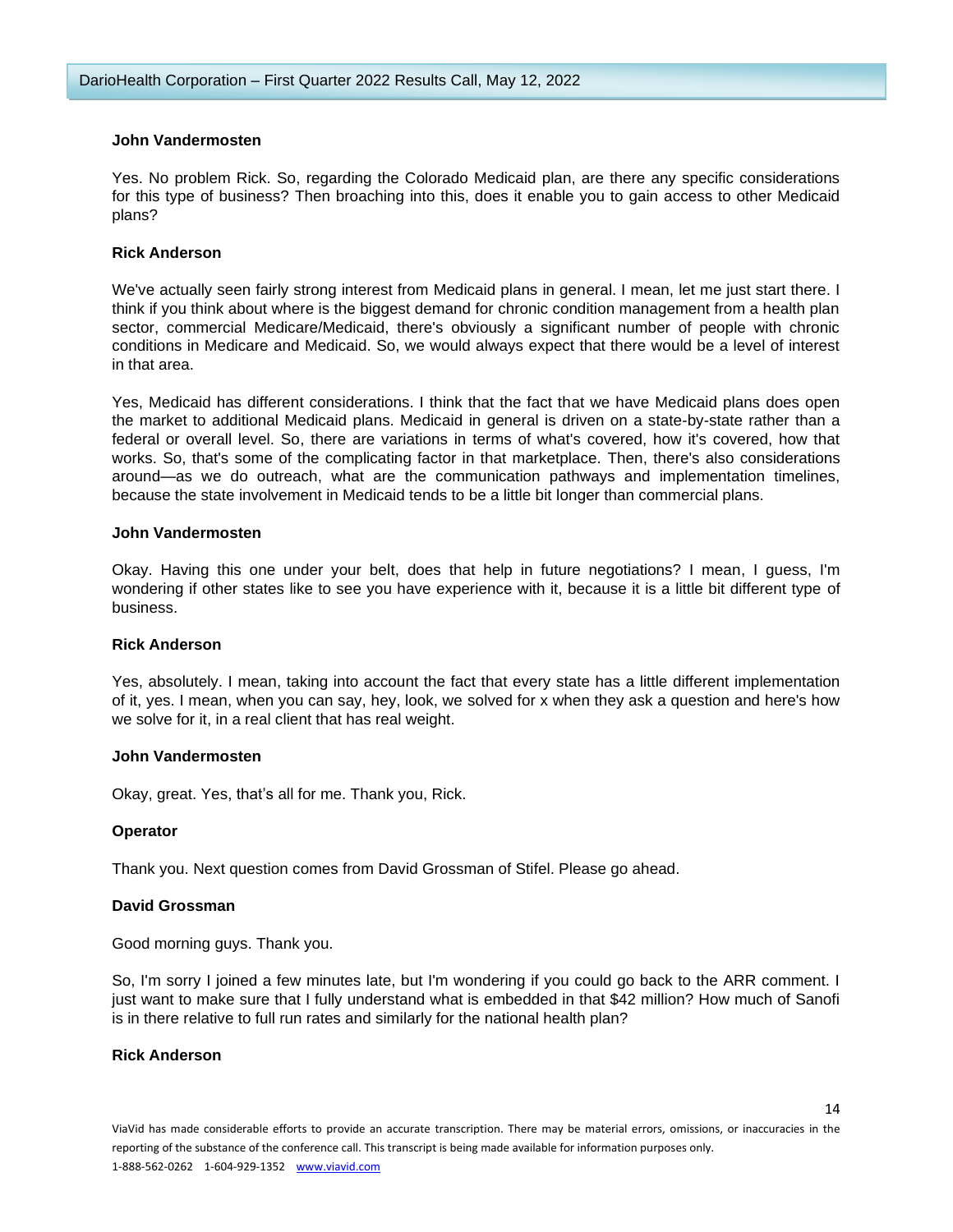**John Vandermosten**

Yes. No problem Rick. So, regarding the Colorado Medicaid plan, are there any specific considerations for this type of business? Then broaching into this, does it enable you to gain access to other Medicaid plans?

**Rick Anderson**

We've actually seen fairly strong interest from Medicaid plans in general. I mean, let me just start there. I think if you think about where is the biggest demand for chronic condition management from a health plan sector, commercial Medicare/Medicaid, there's obviously a significant number of people with chronic conditions in Medicare and Medicaid. So, we would always expect that there would be a level of interest in that area.

Yes, Medicaid has different considerations. I think that the fact that we have Medicaid plans does open the market to additional Medicaid plans. Medicaid in general is driven on a state-by-state rather than a federal or overall level. So, there are variations in terms of what's covered, how it's covered, how that works. So, that's some of the complicating factor in that marketplace. Then, there's also considerations around—as we do outreach, what are the communication pathways and implementation timelines, because the state involvement in Medicaid tends to be a little bit longer than commercial plans.

**John Vandermosten**

Okay. Having this one under your belt, does that help in future negotiations? I mean, I guess, I'm wondering if other states like to see you have experience with it, because it is a little bit different type of business.

**Rick Anderson**

Yes, absolutely. I mean, taking into account the fact that every state has a little different implementation of it, yes. I mean, when you can say, hey, look, we solved for x when they ask a question and here's how we solve for it, in a real client that has real weight.

**John Vandermosten**

Okay, great. Yes, that's all for me. Thank you, Rick.

**Operator**

Thank you. Next question comes from David Grossman of Stifel. Please go ahead.

**David Grossman**

Good morning guys. Thank you.

So, I'm sorry I joined a few minutes late, but I'm wondering if you could go back to the ARR comment. I just want to make sure that I fully understand what is embedded in that $42 million? How much of Sanofi is in there relative to full run rates and similarly for the national health plan?

**Rick Anderson**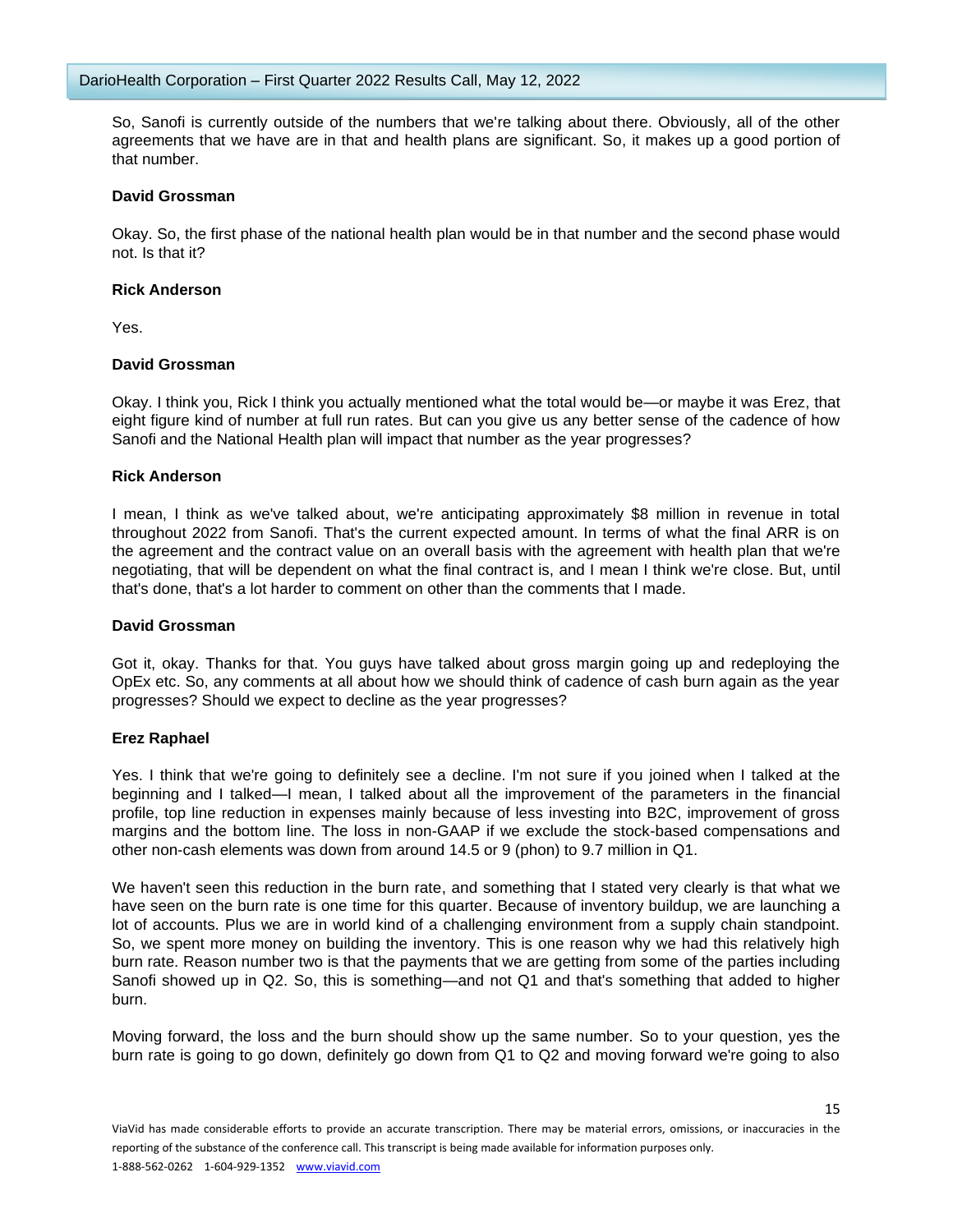So, Sanofi is currently outside of the numbers that we're talking about there. Obviously, all of the other agreements that we have are in that and health plans are significant. So, it makes up a good portion of that number.

**David Grossman**

Okay. So, the first phase of the national health plan would be in that number and the second phase would not. Is that it?

**Rick Anderson**

Yes.

**David Grossman**

Okay. I think you, Rick I think you actually mentioned what the total would be—or maybe it was Erez, that eight figure kind of number at full run rates. But can you give us any better sense of the cadence of how Sanofi and the National Health plan will impact that number as the year progresses?

**Rick Anderson**

I mean, I think as we've talked about, we're anticipating approximately $8 million in revenue in total throughout 2022 from Sanofi. That's the current expected amount. In terms of what the final ARR is on the agreement and the contract value on an overall basis with the agreement with health plan that we're negotiating, that will be dependent on what the final contract is, and I mean I think we're close. But, until that's done, that's a lot harder to comment on other than the comments that I made.

**David Grossman**

Got it, okay. Thanks for that. You guys have talked about gross margin going up and redeploying the OpEx etc. So, any comments at all about how we should think of cadence of cash burn again as the year progresses? Should we expect to decline as the year progresses?

**Erez Raphael**

Yes. I think that we're going to definitely see a decline. I'm not sure if you joined when I talked at the beginning and I talked—I mean, I talked about all the improvement of the parameters in the financial profile, top line reduction in expenses mainly because of less investing into B2C, improvement of gross margins and the bottom line. The loss in non-GAAP if we exclude the stock-based compensations and other non-cash elements was down from around 14.5 or 9 (phon) to 9.7 million in Q1.

We haven't seen this reduction in the burn rate, and something that I stated very clearly is that what we have seen on the burn rate is one time for this quarter. Because of inventory buildup, we are launching a lot of accounts. Plus we are in world kind of a challenging environment from a supply chain standpoint. So, we spent more money on building the inventory. This is one reason why we had this relatively high burn rate. Reason number two is that the payments that we are getting from some of the parties including Sanofi showed up in Q2. So, this is something—and not Q1 and that's something that added to higher burn.

Moving forward, the loss and the burn should show up the same number. So to your question, yes the burn rate is going to go down, definitely go down from Q1 to Q2 and moving forward we're going to also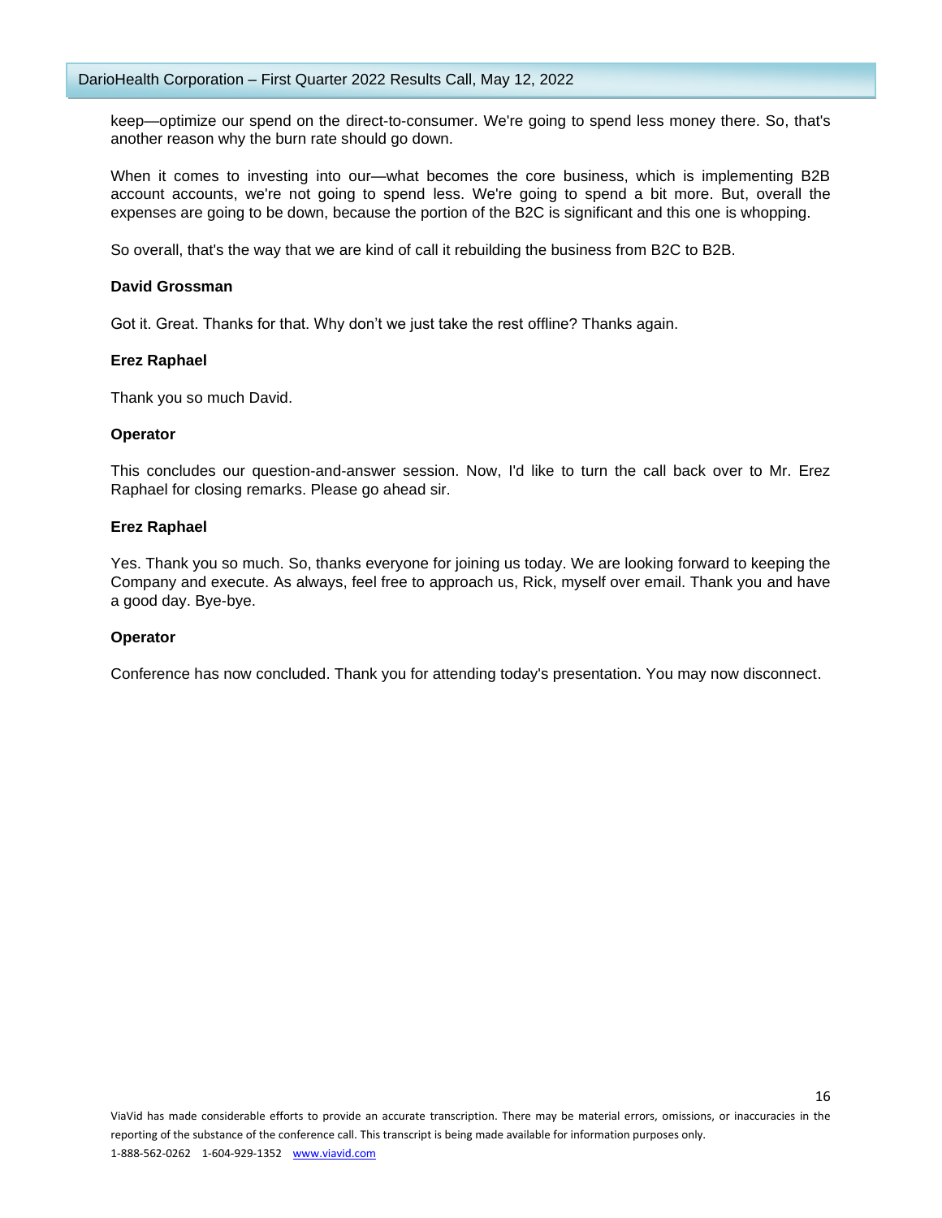keep—optimize our spend on the direct-to-consumer. We're going to spend less money there. So, that's another reason why the burn rate should go down.

When it comes to investing into our—what becomes the core business, which is implementing B2B account accounts, we're not going to spend less. We're going to spend a bit more. But, overall the expenses are going to be down, because the portion of the B2C is significant and this one is whopping.

So overall, that's the way that we are kind of call it rebuilding the business from B2C to B2B.

**David Grossman**

Got it. Great. Thanks for that. Why don't we just take the rest offline? Thanks again.

**Erez Raphael**

Thank you so much David.

**Operator**

This concludes our question-and-answer session. Now, I'd like to turn the call back over to Mr. Erez Raphael for closing remarks. Please go ahead sir.

**Erez Raphael**

Yes. Thank you so much. So, thanks everyone for joining us today. We are looking forward to keeping the Company and execute. As always, feel free to approach us, Rick, myself over email. Thank you and have a good day. Bye-bye.

**Operator**

Conference has now concluded. Thank you for attending today's presentation. You may now disconnect.